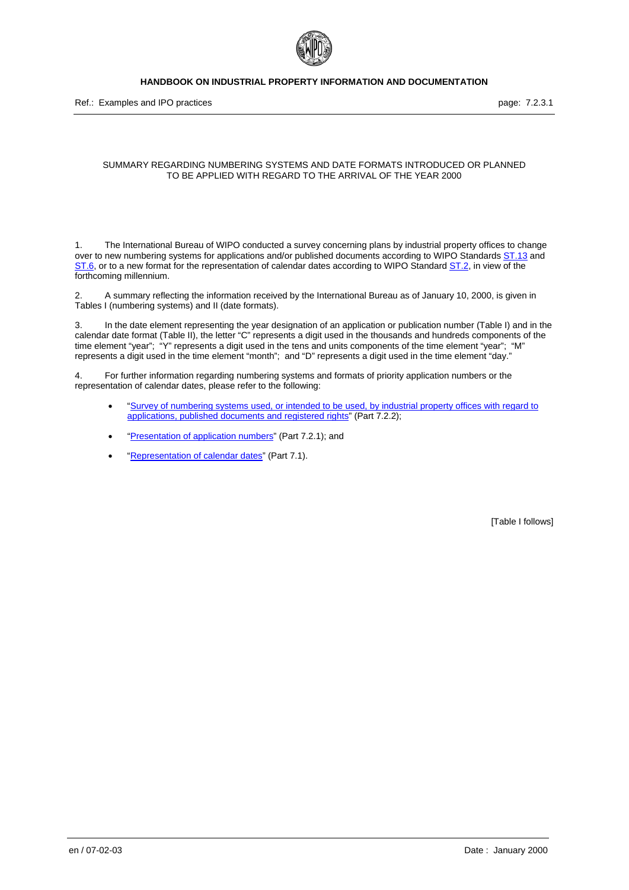SUMMARY REGARDING NUMBERING SYSTEMS AND DATE FORMATS INTRODUCED OR PLANNED TO BE APPLIED WITH REGARD TO THE ARRIVAL OF THE YEAR 2000

1. The International Bureau of WIPO conducted a survey concerning plans by industrial property offices to change over to new numbering systems for applications and/or published documents according to WIPO Standards ST.13 and ST.6, or to a new format for the representation of calendar dates according to WIPO Standard ST.2, in view of the forthcoming millennium.

2. A summary reflecting the information received by the International Bureau as of January 10, 2000, is given in Tables I (numbering systems) and II (date formats).

3. In the date element representing the year designation of an application or publication number (Table I) and in the calendar date format (Table II), the letter "C" represents a digit used in the thousands and hundreds components of the time element "year"; "Y" represents a digit used in the tens and units components of the time element "year"; "M" represents a digit used in the time element "month"; and "D" represents a digit used in the time element "day."

4. For further information regarding numbering systems and formats of priority application numbers or the representation of calendar dates, please refer to the following:

- "Survey of numbering systems used, or intended to be used, by industrial property offices with regard to applications, published documents and registered rights" (Part 7.2.2);
- "Presentation of application numbers" (Part 7.2.1); and
- "Representation of calendar dates" (Part 7.1).

[Table I follows]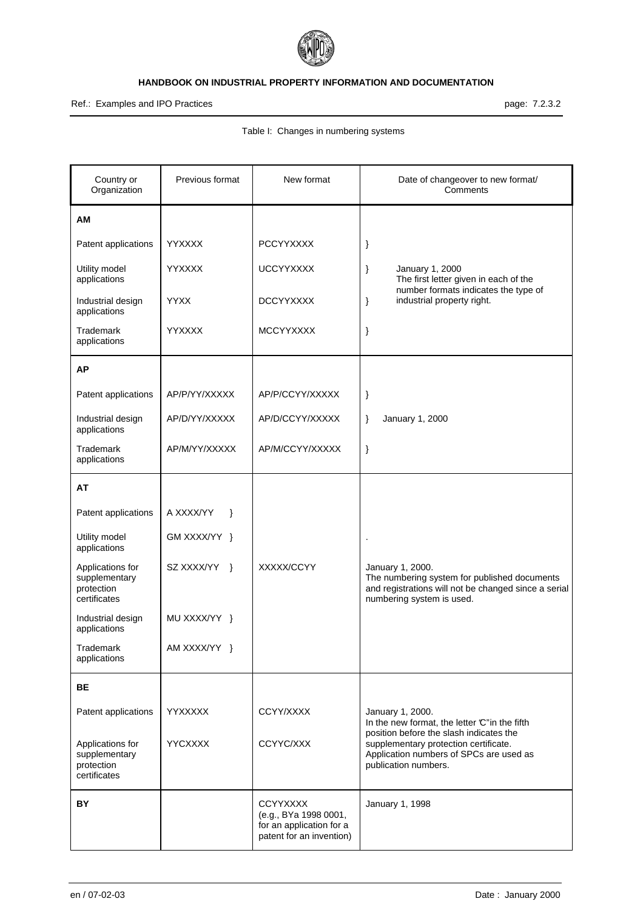Table I: Changes in numbering systems

| Country or Organization | Previous format | New format | Date of changeover to new format/ Comments |
|---|---|---|---|
| **AM** | | | |
| Patent applications | YYXXXX | PCCYYXXXX | } |
| Utility model applications | YYXXXX | UCCYYXXXX | } January 1, 2000 The first letter given in each of the number formats indicates the type of |
| Industrial design applications | YYXX | DCCYYXXXX | } industrial property right. |
| Trademark applications | YYXXXX | MCCYYXXXX | } |
| **AP** | | | |
| Patent applications | AP/P/YY/XXXXX | AP/P/CCYY/XXXXX | } |
| Industrial design applications | AP/D/YY/XXXXX | AP/D/CCYY/XXXXX | } January 1, 2000 |
| Trademark applications | AP/M/YY/XXXXX | AP/M/CCYY/XXXXX | } |
| **AT** | | | |
| Patent applications | A XXXX/YY } | | |
| Utility model applications | GM XXXX/YY } | | . |
| Applications for supplementary protection certificates | SZ XXXX/YY } | XXXXX/CCYY | January 1, 2000. The numbering system for published documents and registrations will not be changed since a serial numbering system is used. |
| Industrial design applications | MU XXXX/YY } | | |
| Trademark applications | AM XXXX/YY } | | |
| **BE** | | | |
| Patent applications | YYXXXXX | CCYY/XXXX | January 1, 2000. In the new format, the letter "C" in the fifth position before the slash indicates the |
| Applications for supplementary protection certificates | YYCXXXX | CCYYC/XXX | supplementary protection certificate. Application numbers of SPCs are used as publication numbers. |
| **BY** | | CCYYXXXX (e.g., BYa 1998 0001, for an application for a patent for an invention) | January 1, 1998 |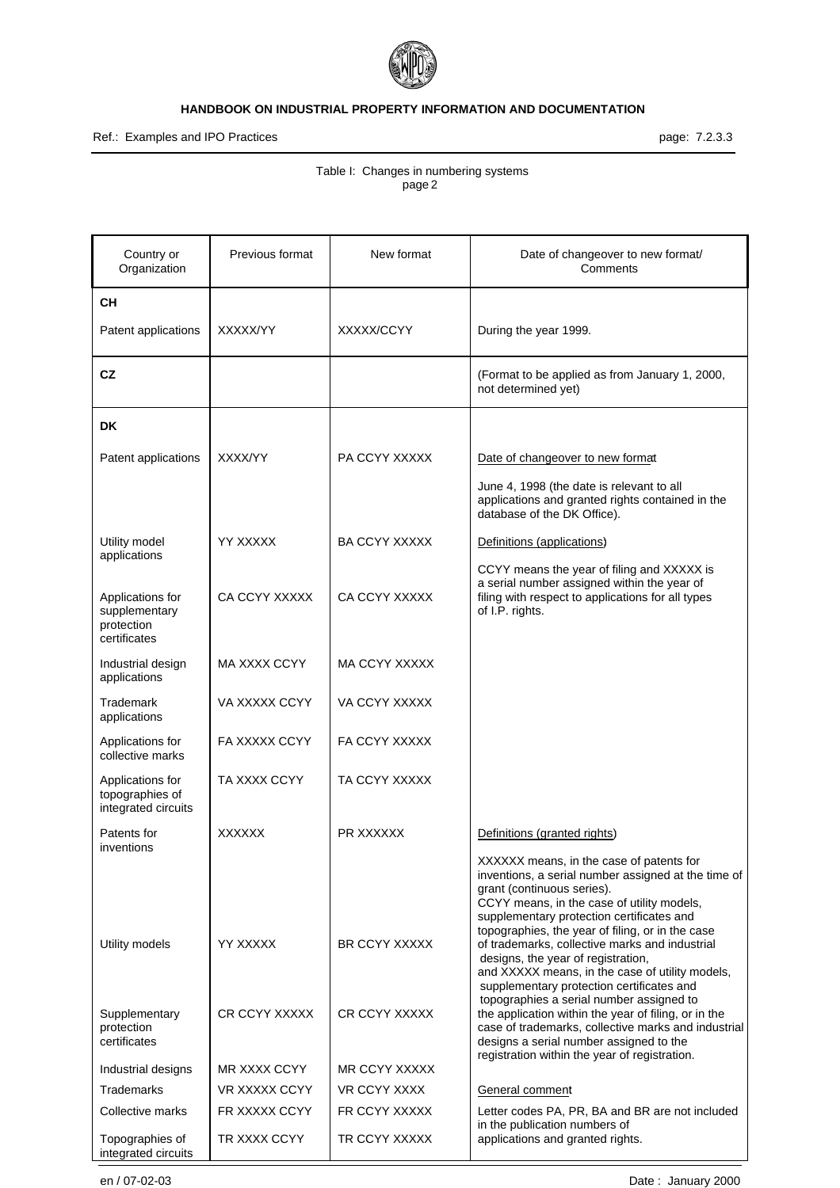Table I: Changes in numbering systems
page 2

| Country or Organization | Previous format | New format | Date of changeover to new format/ Comments |
|---|---|---|---|
| **CH** | | | |
| Patent applications | XXXXX/YY | XXXXX/CCYY | During the year 1999. |
| **CZ** | | | (Format to be applied as from January 1, 2000, not determined yet) |
| **DK** | | | |
| Patent applications | XXXX/YY | PA CCYY XXXXX | Date of changeover to new format<br><br>June 4, 1998 (the date is relevant to all applications and granted rights contained in the database of the DK Office). |
| Utility model applications | YY XXXXX | BA CCYY XXXXX | Definitions (applications)<br><br>CCYY means the year of filing and XXXXX is a serial number assigned within the year of filing with respect to applications for all types of I.P. rights. |
| Applications for supplementary protection certificates | CA CCYY XXXXX | CA CCYY XXXXX | |
| Industrial design applications | MA XXXX CCYY | MA CCYY XXXXX | |
| Trademark applications | VA XXXXX CCYY | VA CCYY XXXXX | |
| Applications for collective marks | FA XXXXX CCYY | FA CCYY XXXXX | |
| Applications for topographies of integrated circuits | TA XXXX CCYY | TA CCYY XXXXX | |
| Patents for inventions | XXXXXX | PR XXXXXX | Definitions (granted rights)<br><br>XXXXXX means, in the case of patents for inventions, a serial number assigned at the time of grant (continuous series).<br>CCYY means, in the case of utility models, supplementary protection certificates and topographies, the year of filing, or in the case of trademarks, collective marks and industrial designs, the year of registration,<br>and XXXXX means, in the case of utility models, supplementary protection certificates and topographies a serial number assigned to the application within the year of filing, or in the case of trademarks, collective marks and industrial designs a serial number assigned to the registration within the year of registration. |
| Utility models | YY XXXXX | BR CCYY XXXXX | |
| Supplementary protection certificates | CR CCYY XXXXX | CR CCYY XXXXX | |
| Industrial designs | MR XXXX CCYY | MR CCYY XXXXX | |
| Trademarks | VR XXXXX CCYY | VR CCYY XXXX | General comment<br><br>Letter codes PA, PR, BA and BR are not included in the publication numbers of applications and granted rights. |
| Collective marks | FR XXXXX CCYY | FR CCYY XXXXX | |
| Topographies of integrated circuits | TR XXXX CCYY | TR CCYY XXXXX | |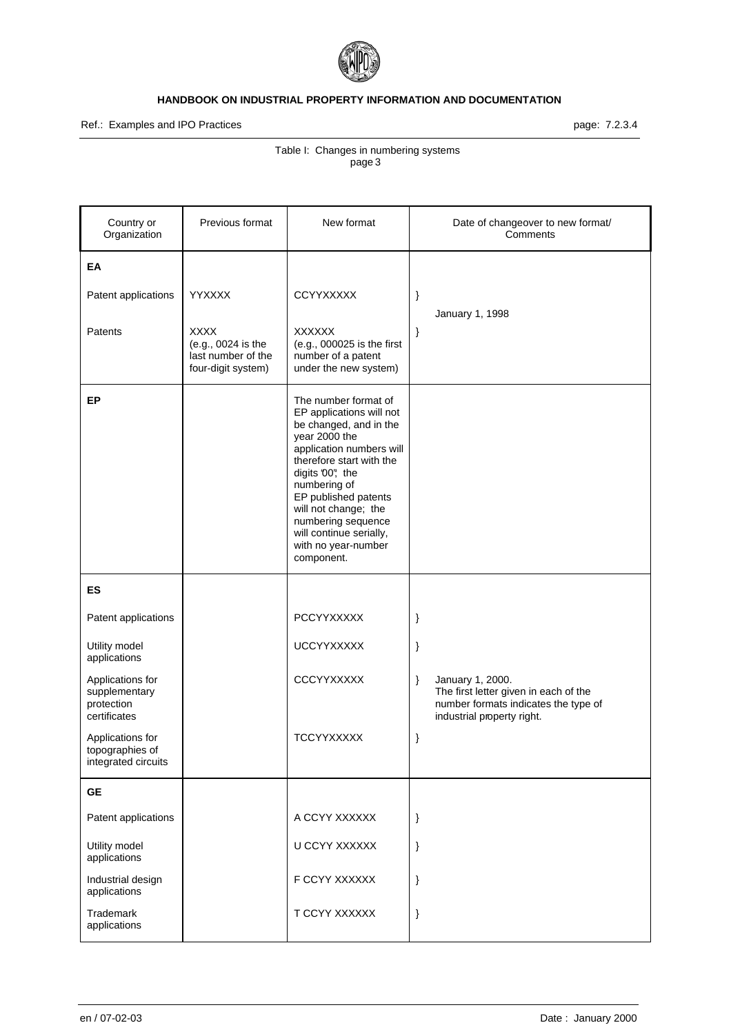Table I: Changes in numbering systems
page 3

| Country or Organization | Previous format | New format | Date of changeover to new format/ Comments |
| --- | --- | --- | --- |
| **EA** | | | |
| Patent applications | YYXXXX | CCYYXXXXX | } January 1, 1998 |
| Patents | XXXX (e.g., 0024 is the last number of the four-digit system) | XXXXXX (e.g., 000025 is the first number of a patent under the new system) | } |
| **EP** | | The number format of EP applications will not be changed, and in the year 2000 the application numbers will therefore start with the digits "00"; the numbering of EP published patents will not change; the numbering sequence will continue serially, with no year-number component. | |
| **ES** | | | |
| Patent applications | | PCCYYXXXXX | } |
| Utility model applications | | UCCYYXXXXX | } |
| Applications for supplementary protection certificates | | CCCYYXXXXX | } January 1, 2000. The first letter given in each of the number formats indicates the type of industrial property right. |
| Applications for topographies of integrated circuits | | TCCYYXXXXX | } |
| **GE** | | | |
| Patent applications | | A CCYY XXXXXX | } |
| Utility model applications | | U CCYY XXXXXX | } |
| Industrial design applications | | F CCYY XXXXXX | } |
| Trademark applications | | T CCYY XXXXXX | } |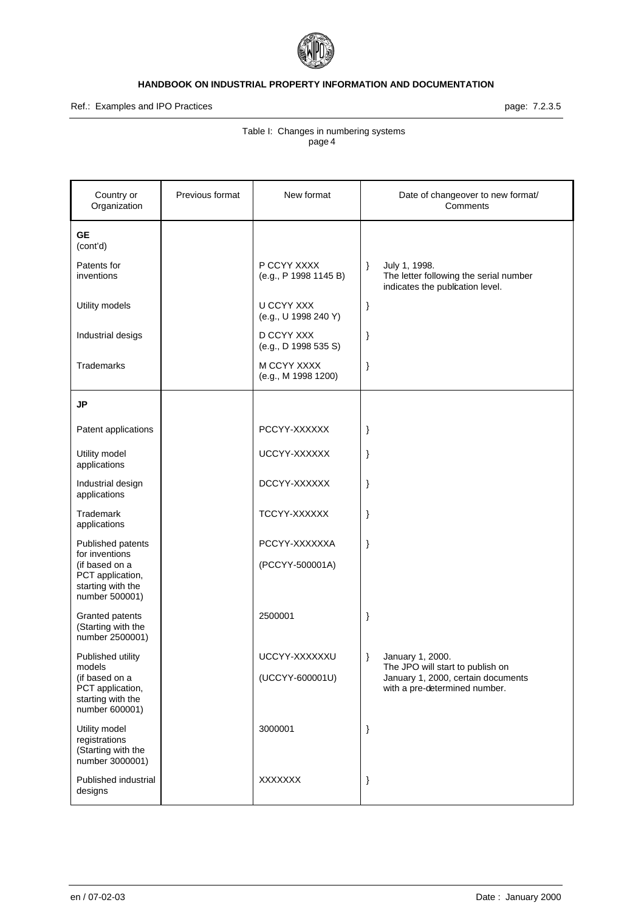Table I: Changes in numbering systems
page 4

| Country or Organization | Previous format | New format | Date of changeover to new format/ Comments |
| --- | --- | --- | --- |
| **GE** (cont'd) | | | |
| Patents for inventions | | P CCYY XXXX (e.g., P 1998 1145 B) | } July 1, 1998. The letter following the serial number indicates the publication level. |
| Utility models | | U CCYY XXX (e.g., U 1998 240 Y) | } |
| Industrial desigs | | D CCYY XXX (e.g., D 1998 535 S) | } |
| Trademarks | | M CCYY XXXX (e.g., M 1998 1200) | } |
| **JP** | | | |
| Patent applications | | PCCYY-XXXXXX | } |
| Utility model applications | | UCCYY-XXXXXX | } |
| Industrial design applications | | DCCYY-XXXXXX | } |
| Trademark applications | | TCCYY-XXXXXX | } |
| Published patents for inventions (if based on a PCT application, starting with the number 500001) | | PCCYY-XXXXXXA (PCCYY-500001A) | } |
| Granted patents (Starting with the number 2500001) | | 2500001 | } |
| Published utility models (if based on a PCT application, starting with the number 600001) | | UCCYY-XXXXXXU (UCCYY-600001U) | } January 1, 2000. The JPO will start to publish on January 1, 2000, certain documents with a pre-determined number. |
| Utility model registrations (Starting with the number 3000001) | | 3000001 | } |
| Published industrial designs | | XXXXXXX | } |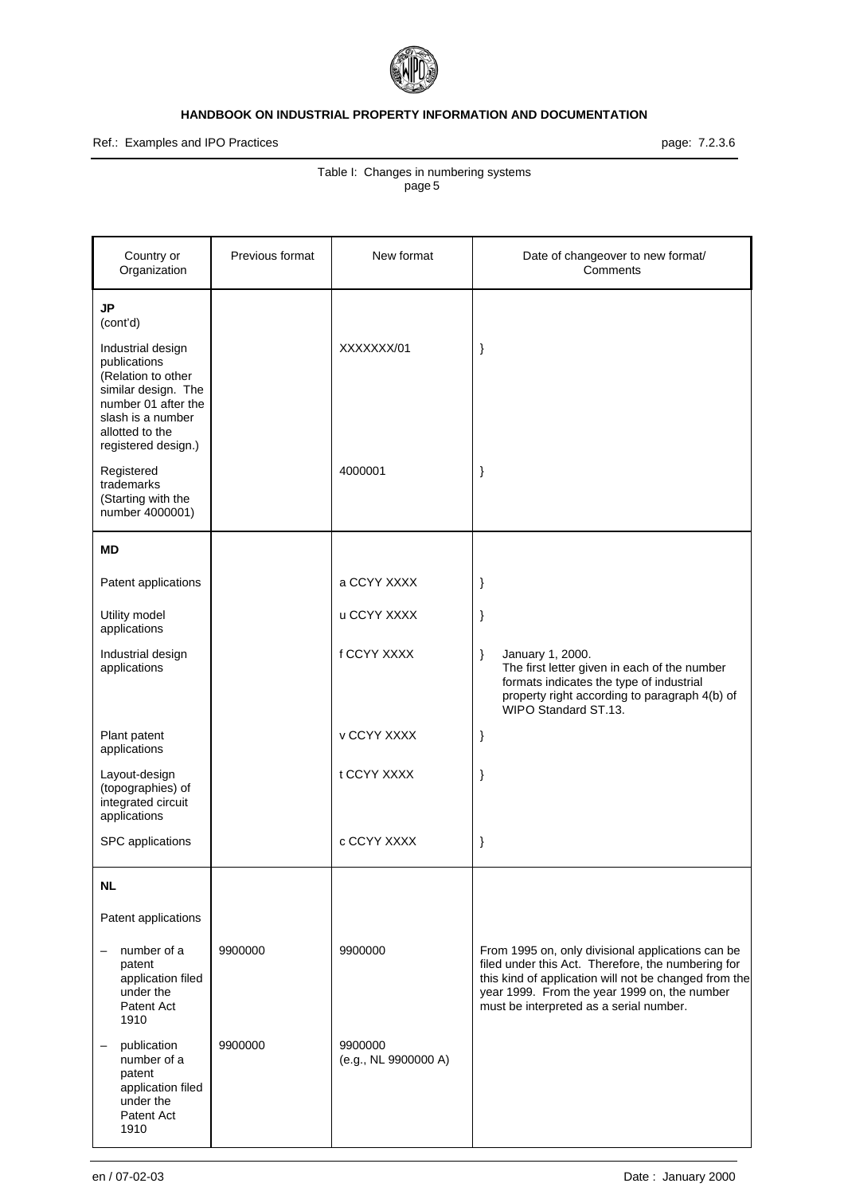Table I: Changes in numbering systems
page 5

| Country or Organization | Previous format | New format | Date of changeover to new format/ Comments |
|---|---|---|---|
| **JP** (cont'd) | | | |
| Industrial design publications (Relation to other similar design. The number 01 after the slash is a number allotted to the registered design.) | | XXXXXXX/01 | } |
| Registered trademarks (Starting with the number 4000001) | | 4000001 | } |
| **MD** | | | |
| Patent applications | | a CCYY XXXX | } |
| Utility model applications | | u CCYY XXXX | } |
| Industrial design applications | | f CCYY XXXX | } January 1, 2000. The first letter given in each of the number formats indicates the type of industrial property right according to paragraph 4(b) of WIPO Standard ST.13. |
| Plant patent applications | | v CCYY XXXX | } |
| Layout-design (topographies) of integrated circuit applications | | t CCYY XXXX | } |
| SPC applications | | c CCYY XXXX | } |
| **NL** | | | |
| Patent applications | | | |
| – number of a patent application filed under the Patent Act 1910 | 9900000 | 9900000 | From 1995 on, only divisional applications can be filed under this Act. Therefore, the numbering for this kind of application will not be changed from the year 1999. From the year 1999 on, the number must be interpreted as a serial number. |
| – publication number of a patent application filed under the Patent Act 1910 | 9900000 | 9900000 (e.g., NL 9900000 A) | |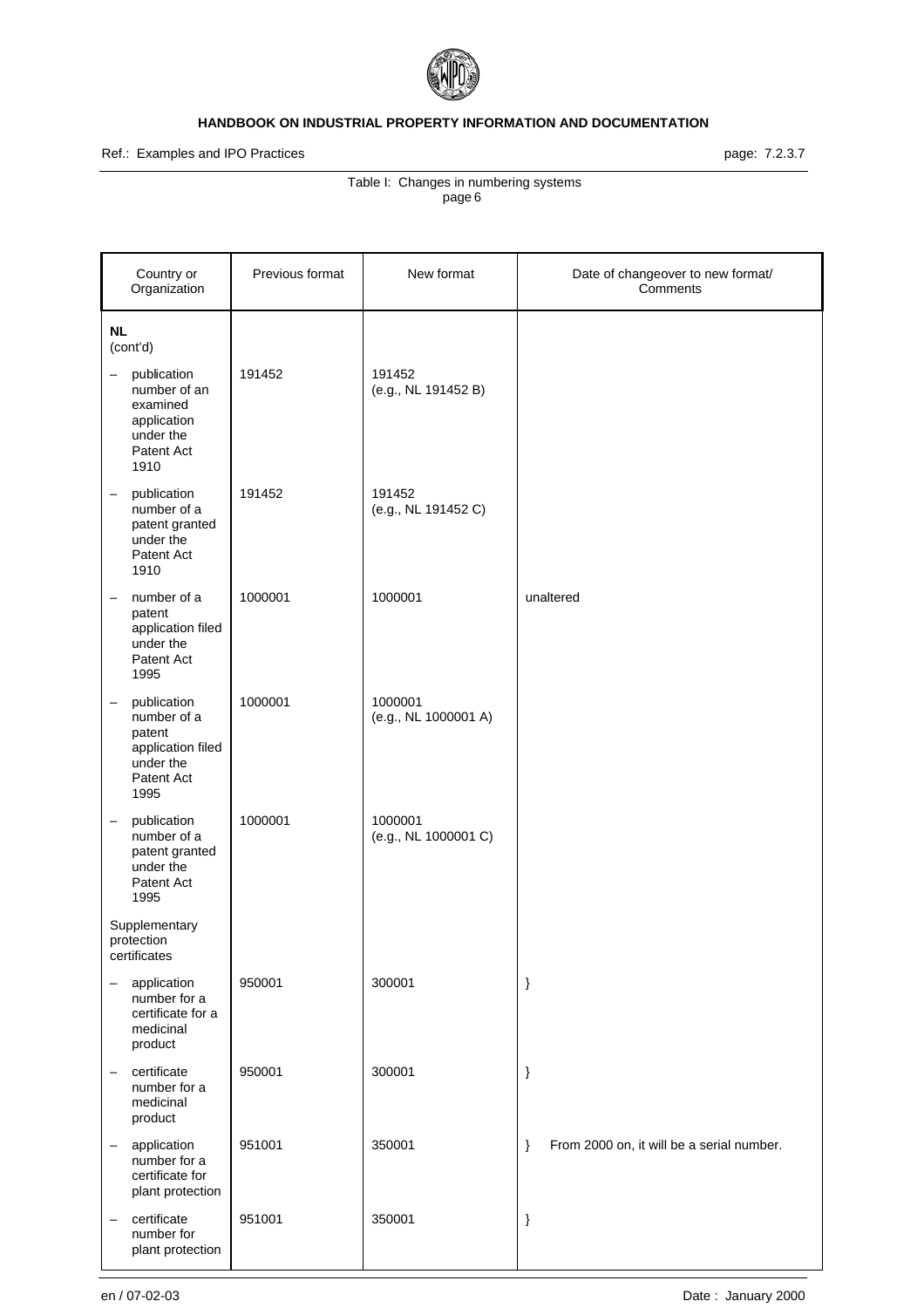Table I: Changes in numbering systems
page 6

| Country or Organization | Previous format | New format | Date of changeover to new format/ Comments |
|---|---|---|---|
| **NL** (cont'd) | | | |
| – publication number of an examined application under the Patent Act 1910 | 191452 | 191452 (e.g., NL 191452 B) | |
| – publication number of a patent granted under the Patent Act 1910 | 191452 | 191452 (e.g., NL 191452 C) | |
| – number of a patent application filed under the Patent Act 1995 | 1000001 | 1000001 | unaltered |
| – publication number of a patent application filed under the Patent Act 1995 | 1000001 | 1000001 (e.g., NL 1000001 A) | |
| – publication number of a patent granted under the Patent Act 1995 | 1000001 | 1000001 (e.g., NL 1000001 C) | |
| Supplementary protection certificates | | | |
| – application number for a certificate for a medicinal product | 950001 | 300001 | } |
| – certificate number for a medicinal product | 950001 | 300001 | } |
| – application number for a certificate for plant protection | 951001 | 350001 | } From 2000 on, it will be a serial number. |
| – certificate number for plant protection | 951001 | 350001 | } |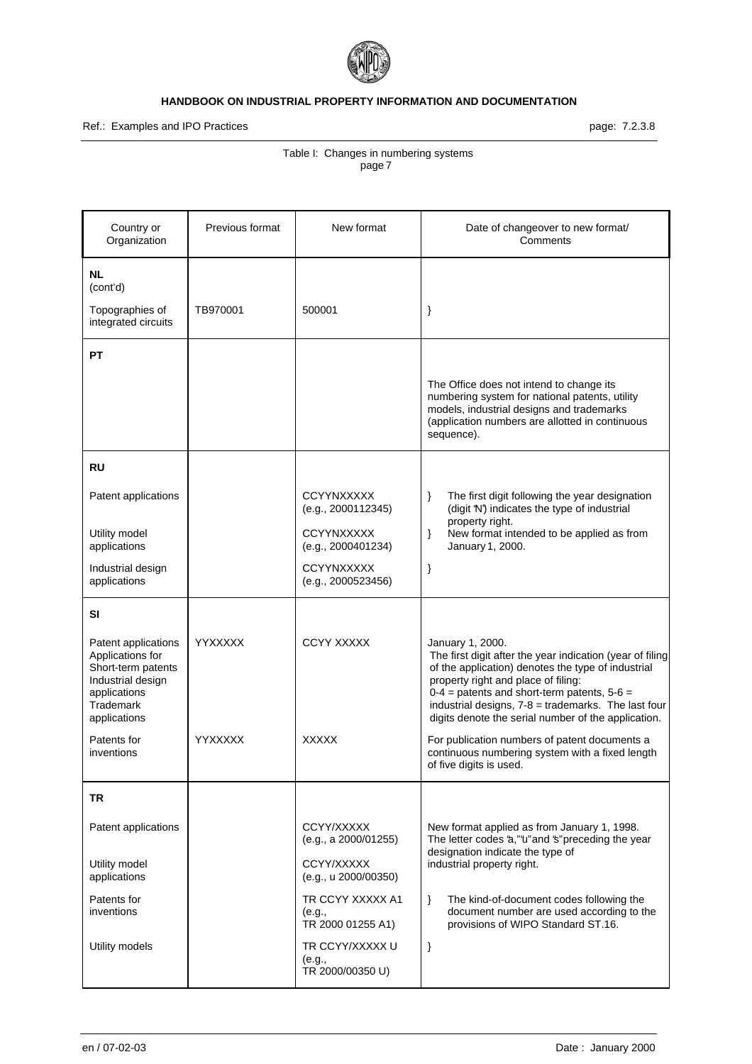Table I: Changes in numbering systems
page 7

| Country or Organization | Previous format | New format | Date of changeover to new format/ Comments |
|---|---|---|---|
| **NL** (cont'd) | | | |
| Topographies of integrated circuits | TB970001 | 500001 | } |
| **PT** | | | The Office does not intend to change its numbering system for national patents, utility models, industrial designs and trademarks (application numbers are allotted in continuous sequence). |
| **RU** | | | |
| Patent applications | | CCYYNXXXXX (e.g., 2000112345) | } The first digit following the year designation (digit "N") indicates the type of industrial property right. |
| Utility model applications | | CCYYNXXXXX (e.g., 2000401234) | } New format intended to be applied as from January 1, 2000. |
| Industrial design applications | | CCYYNXXXXX (e.g., 2000523456) | } |
| **SI** | | | |
| Patent applications Applications for Short-term patents Industrial design applications Trademark applications | YYXXXXX | CCYY XXXXX | January 1, 2000. The first digit after the year indication (year of filing of the application) denotes the type of industrial property right and place of filing: 0-4 = patents and short-term patents, 5-6 = industrial designs, 7-8 = trademarks. The last four digits denote the serial number of the application. |
| Patents for inventions | YYXXXXX | XXXXX | For publication numbers of patent documents a continuous numbering system with a fixed length of five digits is used. |
| **TR** | | | |
| Patent applications | | CCYY/XXXXX (e.g., a 2000/01255) | New format applied as from January 1, 1998. The letter codes "a," "u" and "s" preceding the year designation indicate the type of industrial property right. |
| Utility model applications | | CCYY/XXXXX (e.g., u 2000/00350) | |
| Patents for inventions | | TR CCYY XXXXX A1 (e.g., TR 2000 01255 A1) | } The kind-of-document codes following the document number are used according to the provisions of WIPO Standard ST.16. |
| Utility models | | TR CCYY/XXXXX U (e.g., TR 2000/00350 U) | } |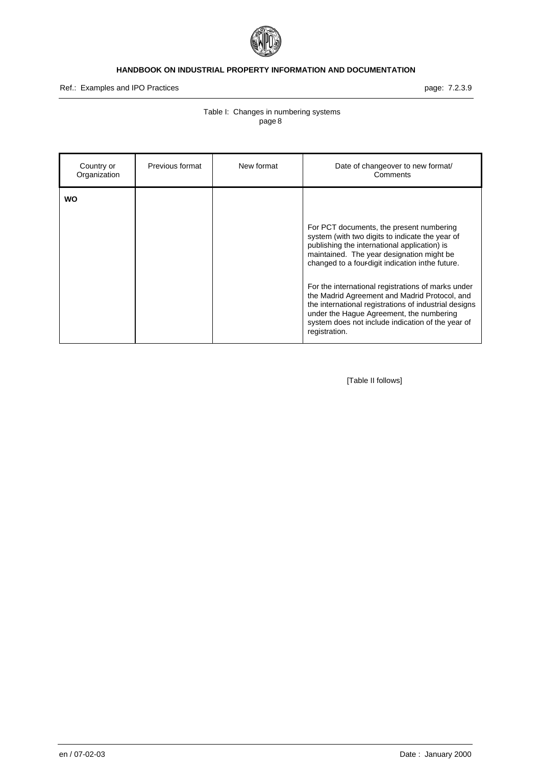Table I: Changes in numbering systems
page 8

| Country or Organization | Previous format | New format | Date of changeover to new format/ Comments |
| --- | --- | --- | --- |
| **WO** | | | For PCT documents, the present numbering system (with two digits to indicate the year of publishing the international application) is maintained. The year designation might be changed to a four-digit indication in the future.<br><br>For the international registrations of marks under the Madrid Agreement and Madrid Protocol, and the international registrations of industrial designs under the Hague Agreement, the numbering system does not include indication of the year of registration. |

[Table II follows]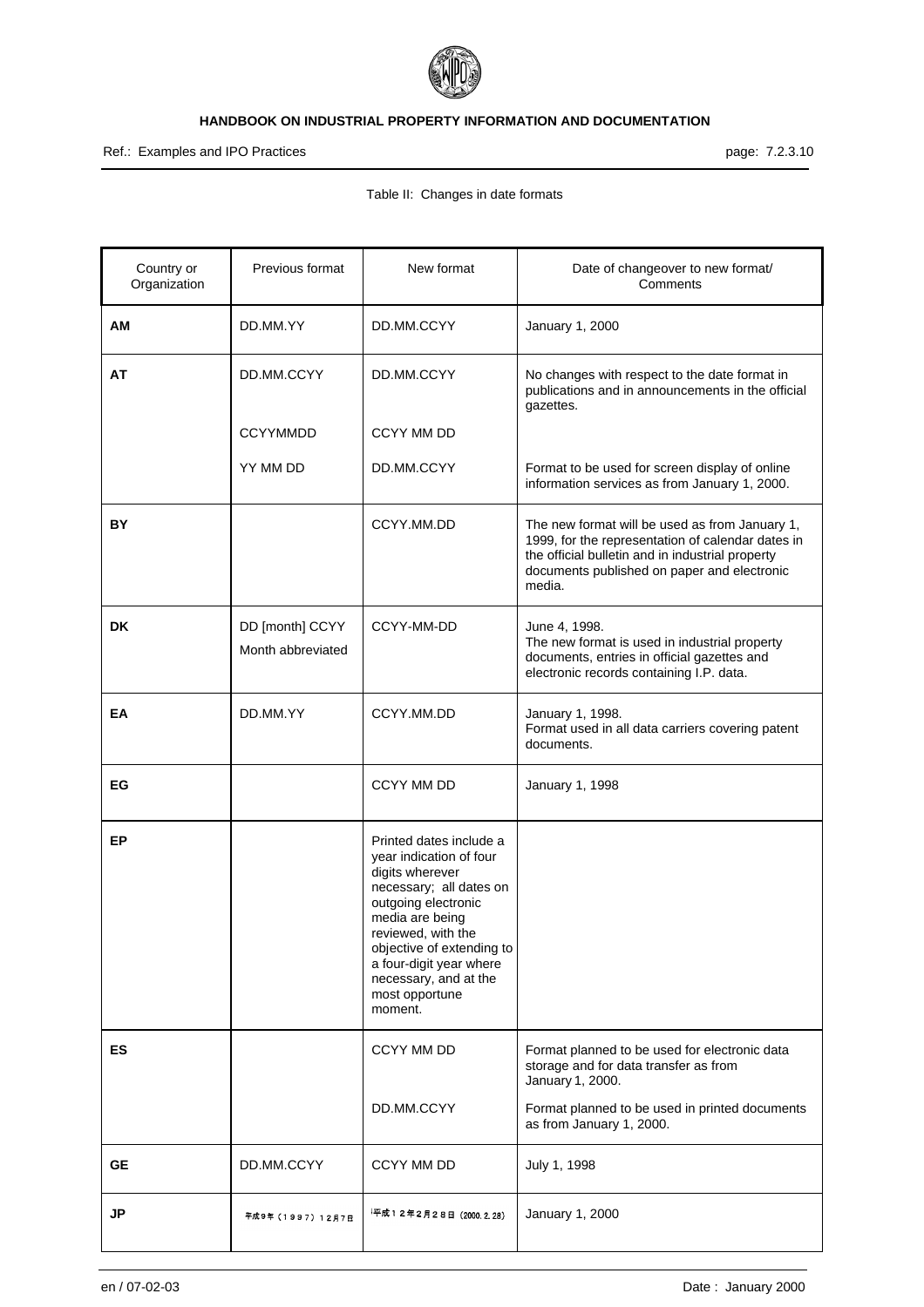Table II: Changes in date formats

| Country or Organization | Previous format | New format | Date of changeover to new format/ Comments |
|---|---|---|---|
| **AM** | DD.MM.YY | DD.MM.CCYY | January 1, 2000 |
| **AT** | DD.MM.CCYY | DD.MM.CCYY | No changes with respect to the date format in publications and in announcements in the official gazettes. |
| | CCYYMMDD | CCYY MM DD | |
| | YY MM DD | DD.MM.CCYY | Format to be used for screen display of online information services as from January 1, 2000. |
| **BY** | | CCYY.MM.DD | The new format will be used as from January 1, 1999, for the representation of calendar dates in the official bulletin and in industrial property documents published on paper and electronic media. |
| **DK** | DD [month] CCYY Month abbreviated | CCYY-MM-DD | June 4, 1998. The new format is used in industrial property documents, entries in official gazettes and electronic records containing I.P. data. |
| **EA** | DD.MM.YY | CCYY.MM.DD | January 1, 1998. Format used in all data carriers covering patent documents. |
| **EG** | | CCYY MM DD | January 1, 1998 |
| **EP** | | Printed dates include a year indication of four digits wherever necessary; all dates on outgoing electronic media are being reviewed, with the objective of extending to a four-digit year where necessary, and at the most opportune moment. | |
| **ES** | | CCYY MM DD | Format planned to be used for electronic data storage and for data transfer as from January 1, 2000. |
| | | DD.MM.CCYY | Format planned to be used in printed documents as from January 1, 2000. |
| **GE** | DD.MM.CCYY | CCYY MM DD | July 1, 1998 |
| **JP** | 平成9年（１９９７）１２月７日 | 平成１２年２月２８日（2000.2.28） | January 1, 2000 |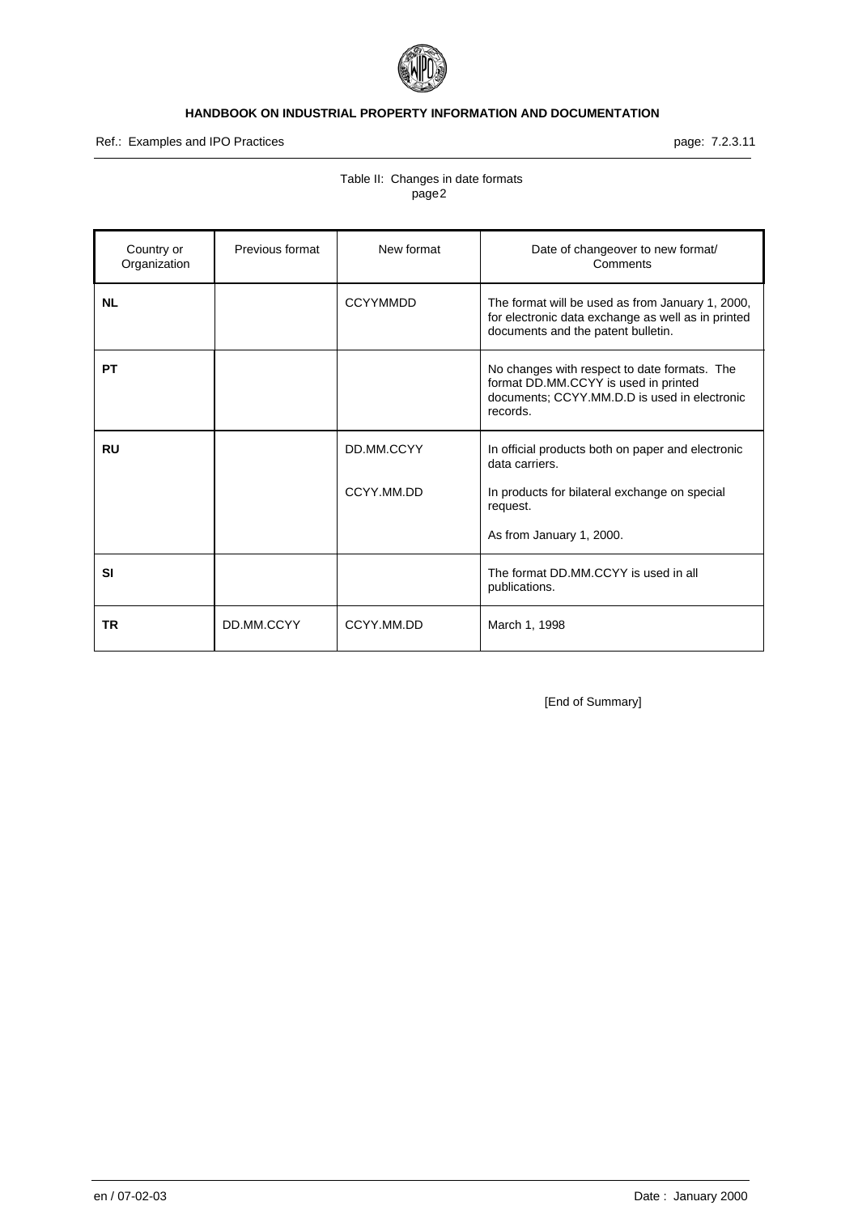Table II: Changes in date formats
page 2

| Country or Organization | Previous format | New format | Date of changeover to new format/ Comments |
|---|---|---|---|
| **NL** | | CCYYMMDD | The format will be used as from January 1, 2000, for electronic data exchange as well as in printed documents and the patent bulletin. |
| **PT** | | | No changes with respect to date formats. The format DD.MM.CCYY is used in printed documents; CCYY.MM.D.D is used in electronic records. |
| **RU** | | DD.MM.CCYY<br><br>CCYY.MM.DD | In official products both on paper and electronic data carriers.<br><br>In products for bilateral exchange on special request.<br><br>As from January 1, 2000. |
| **SI** | | | The format DD.MM.CCYY is used in all publications. |
| **TR** | DD.MM.CCYY | CCYY.MM.DD | March 1, 1998 |

[End of Summary]